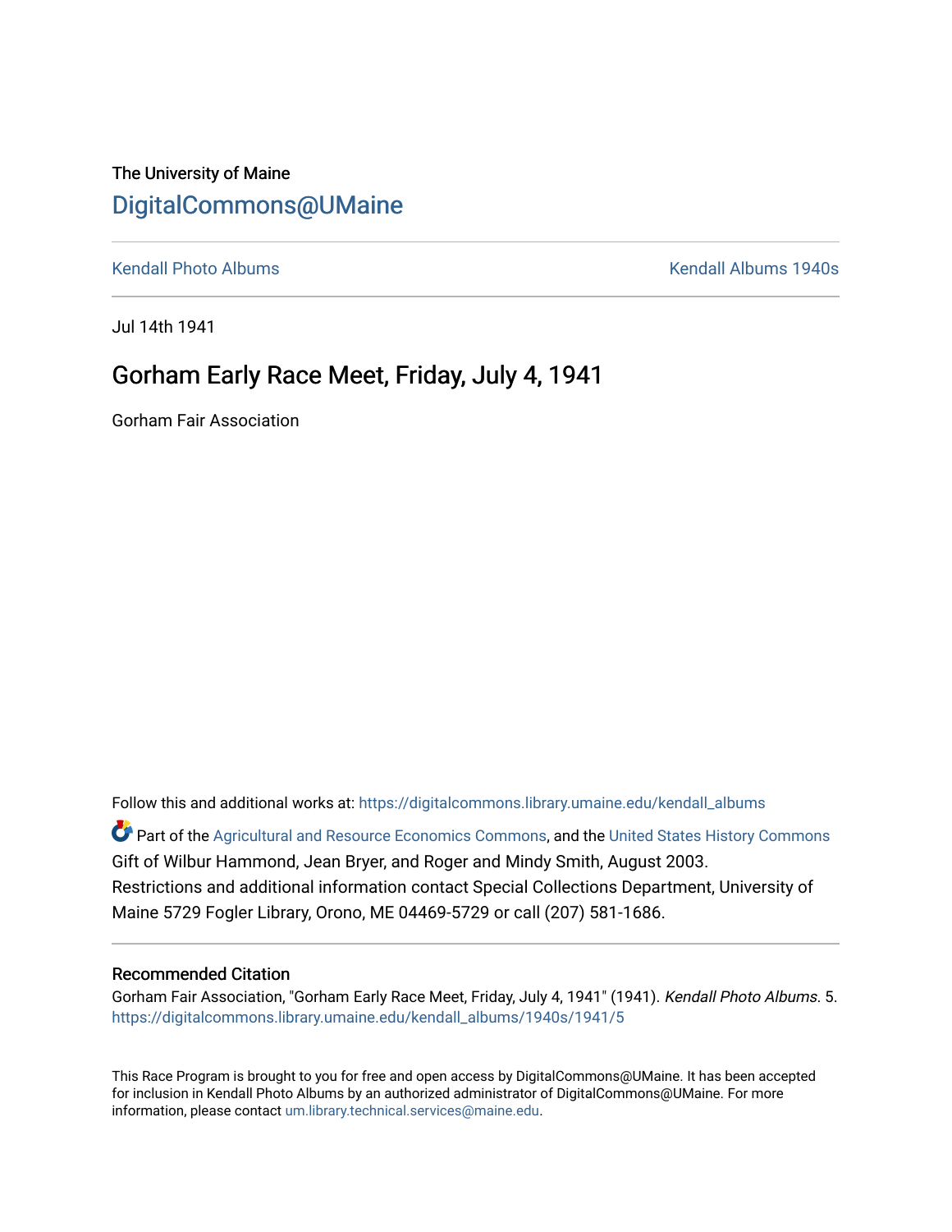The University of Maine

# DigitalCommons@UMaine

Kendall Photo Albums | Kendall Albums 1940s

Jul 14th 1941

## Gorham Early Race Meet, Friday, July 4, 1941

Gorham Fair Association

Follow this and additional works at: https://digitalcommons.library.umaine.edu/kendall_albums

Part of the Agricultural and Resource Economics Commons, and the United States History Commons
Gift of Wilbur Hammond, Jean Bryer, and Roger and Mindy Smith, August 2003.
Restrictions and additional information contact Special Collections Department, University of Maine 5729 Fogler Library, Orono, ME 04469-5729 or call (207) 581-1686.

### Recommended Citation

Gorham Fair Association, "Gorham Early Race Meet, Friday, July 4, 1941" (1941). *Kendall Photo Albums*. 5.
https://digitalcommons.library.umaine.edu/kendall_albums/1940s/1941/5

This Race Program is brought to you for free and open access by DigitalCommons@UMaine. It has been accepted for inclusion in Kendall Photo Albums by an authorized administrator of DigitalCommons@UMaine. For more information, please contact um.library.technical.services@maine.edu.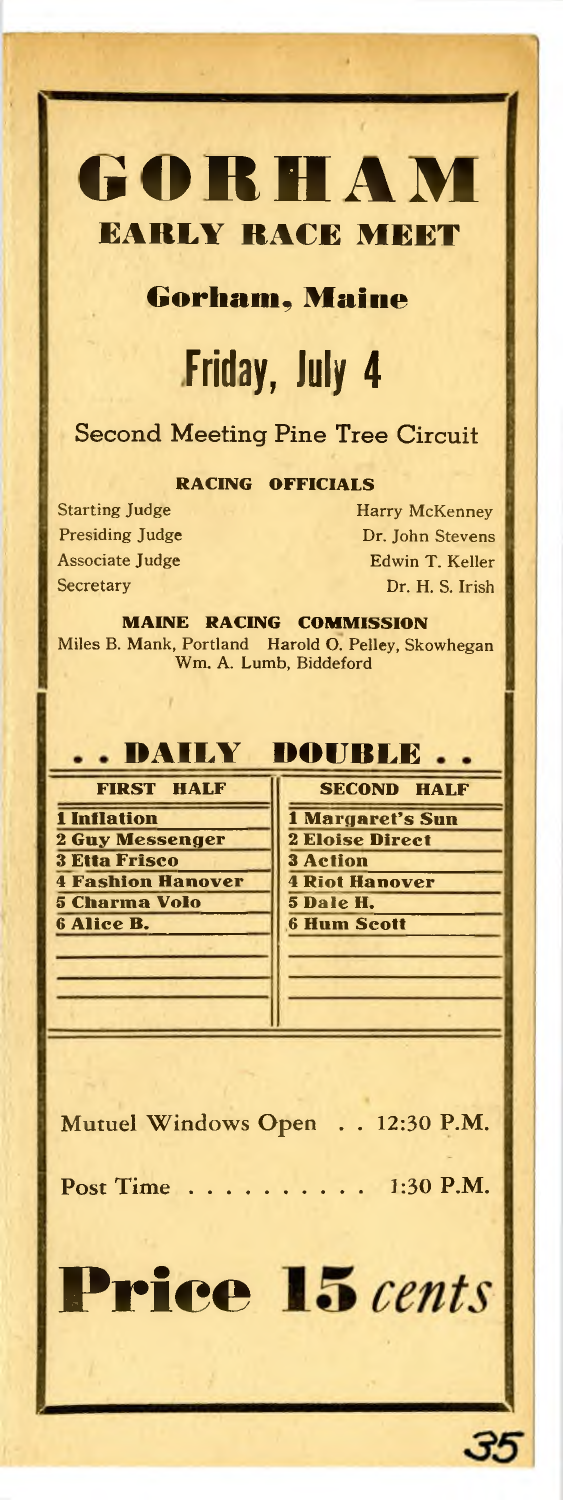# GORHAM

## EARLY RACE MEET

### Gorham, Maine

## Friday, July 4

Second Meeting Pine Tree Circuit

**RACING OFFICIALS**

| | |
|---|---|
| Starting Judge | Harry McKenney |
| Presiding Judge | Dr. John Stevens |
| Associate Judge | Edwin T. Keller |
| Secretary | Dr. H. S. Irish |

**MAINE RACING COMMISSION**

Miles B. Mank, Portland  Harold O. Pelley, Skowhegan
Wm. A. Lumb, Biddeford

## . . DAILY DOUBLE . .

| FIRST HALF | SECOND HALF |
|---|---|
| 1 Inflation | 1 Margaret's Sun |
| 2 Guy Messenger | 2 Eloise Direct |
| 3 Etta Frisco | 3 Action |
| 4 Fashion Hanover | 4 Riot Hanover |
| 5 Charma Volo | 5 Dale H. |
| 6 Alice B. | 6 Hum Scott |

Mutuel Windows Open . . 12:30 P.M.

Post Time . . . . . . . . . . 1:30 P.M.

# Price 15 *cents*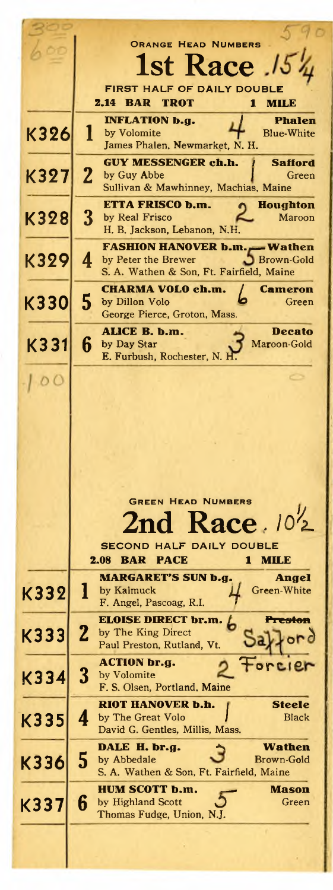300

600

590

ORANGE HEAD NUMBERS

# 1st Race .15¼

FIRST HALF OF DAILY DOUBLE

**2.14 BAR TROT** **1 MILE**

| | | | |
|---|---|---|---|
| K326 | 1 | **INFLATION b.g.** by Volomite James Phalen, Newmarket, N. H. 4 | **Phalen** Blue-White |
| K327 | 2 | **GUY MESSENGER ch.h.** by Guy Abbe Sullivan & Mawhinney, Machias, Maine 1 | **Safford** Green |
| K328 | 3 | **ETTA FRISCO b.m.** by Real Frisco H. B. Jackson, Lebanon, N.H. 2 | **Houghton** Maroon |
| K329 | 4 | **FASHION HANOVER b.m.** by Peter the Brewer S. A. Wathen & Son, Ft. Fairfield, Maine 5 | **Wathen** Brown-Gold |
| K330 | 5 | **CHARMA VOLO ch.m.** by Dillon Volo George Pierce, Groton, Mass. 6 | **Cameron** Green |
| K331 | 6 | **ALICE B. b.m.** by Day Star E. Furbush, Rochester, N. H. 3 | **Decato** Maroon-Gold |

.100

0

GREEN HEAD NUMBERS

# 2nd Race . 10½

SECOND HALF DAILY DOUBLE

**2.08 BAR PACE** **1 MILE**

| | | | |
|---|---|---|---|
| K332 | 1 | **MARGARET'S SUN b.g.** by Kalmuck F. Angel, Pascoag, R.I. 4 | **Angel** Green-White |
| K333 | 2 | **ELOISE DIRECT br.m.** by The King Direct Paul Preston, Rutland, Vt. 6 | ~~**Preston**~~ Safford |
| K334 | 3 | **ACTION br.g.** by Volomite F. S. Olsen, Portland, Maine 2 | Forcier |
| K335 | 4 | **RIOT HANOVER b.h.** by The Great Volo David G. Gentles, Millis, Mass. 1 | **Steele** Black |
| K336 | 5 | **DALE H. br.g.** by Abbedale S. A. Wathen & Son, Ft. Fairfield, Maine 3 | **Wathen** Brown-Gold |
| K337 | 6 | **HUM SCOTT b.m.** by Highland Scott Thomas Fudge, Union, N.J. 5 | **Mason** Green |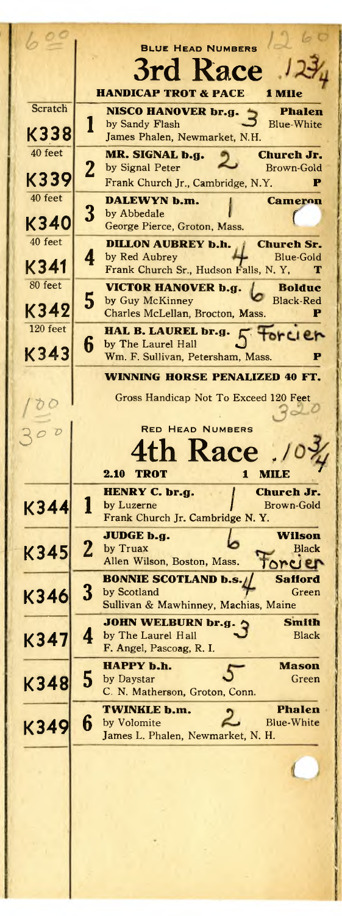600 | 12 60

**BLUE HEAD NUMBERS**

## 3rd Race .12¾

**HANDICAP TROT & PACE** **1 Mile**

| Handicap | No. | Horse | Driver / Colors |
|---|---|---|---|
| Scratch K338 | 1 | **NISCO HANOVER br.g.** 3 by Sandy Flash James Phalen, Newmarket, N.H. | **Phalen** Blue-White |
| 40 feet K339 | 2 | **MR. SIGNAL b.g.** 2 by Signal Peter Frank Church Jr., Cambridge, N.Y. | **Church Jr.** Brown-Gold P |
| 40 feet K340 | 3 | **DALEWYN b.m.** 1 by Abbedale George Pierce, Groton, Mass. | **Cameron** |
| 40 feet K341 | 4 | **DILLON AUBREY b.h.** 4 by Red Aubrey Frank Church Sr., Hudson Falls, N. Y, | **Church Sr.** Blue-Gold T |
| 80 feet K342 | 5 | **VICTOR HANOVER b.g.** 6 by Guy McKinney Charles McLellan, Brocton, Mass. | **Bolduc** Black-Red P |
| 120 feet K343 | 6 | **HAL B. LAUREL br.g.** 5 by The Laurel Hall Wm. F. Sullivan, Petersham, Mass. | Forcier P |

**WINNING HORSE PENALIZED 40 FT.**

Gross Handicap Not To Exceed 120 Feet

100 | 300 | 320

**RED HEAD NUMBERS**

## 4th Race .10¾

**2.10 TROT** **1 MILE**

| No. | Horse | Driver / Colors |
|---|---|---|
| K344 1 | **HENRY C. br.g.** 1 by Luzerne Frank Church Jr. Cambridge N. Y. | **Church Jr.** Brown-Gold |
| K345 2 | **JUDGE b.g.** 6 by Truax Allen Wilson, Boston, Mass. | **Wilson** Black Forcier |
| K346 3 | **BONNIE SCOTLAND b.s.** 4 by Scotland Sullivan & Mawhinney, Machias, Maine | **Safford** Green |
| K347 4 | **JOHN WELBURN br.g.** 3 by The Laurel Hall F. Angel, Pascoag, R. I. | **Smith** Black |
| K348 5 | **HAPPY b.h.** 5 by Daystar C. N. Matherson, Groton, Conn. | **Mason** Green |
| K349 6 | **TWINKLE b.m.** 2 by Volomite James L. Phalen, Newmarket, N. H. | **Phalen** Blue-White |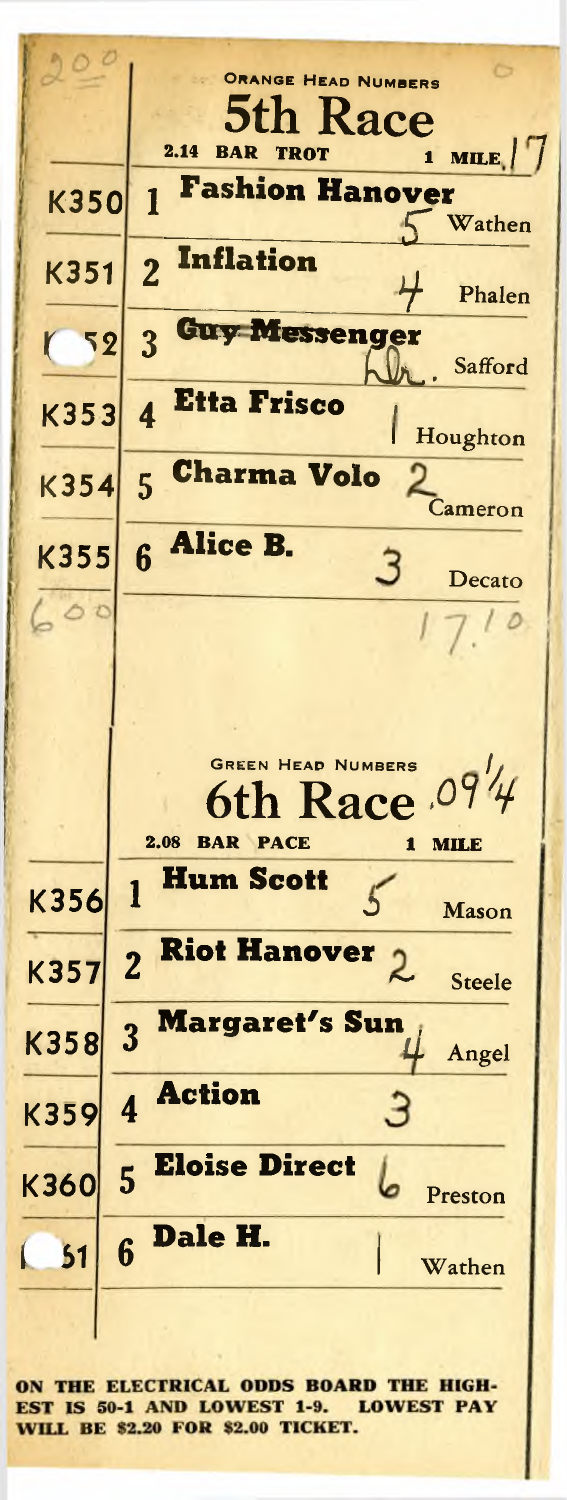200

ORANGE HEAD NUMBERS

## 5th Race

2.14 BAR TROT — 1 MILE, 17

| | | Horse | | Driver |
|---|---|---|---|---|
| K350 | 1 | **Fashion Hanover** | 5 | Wathen |
| K351 | 2 | **Inflation** | 4 | Phalen |
| K352 | 3 | ~~Guy Messenger~~ | Wdr. | Safford |
| K353 | 4 | **Etta Frisco** | 1 | Houghton |
| K354 | 5 | **Charma Volo** | 2 | Cameron |
| K355 | 6 | **Alice B.** | 3 | Decato |

600 — 17.10

GREEN HEAD NUMBERS

## 6th Race .09¼

2.08 BAR PACE — 1 MILE

| | | Horse | | Driver |
|---|---|---|---|---|
| K356 | 1 | **Hum Scott** | 5 | Mason |
| K357 | 2 | **Riot Hanover** | 2 | Steele |
| K358 | 3 | **Margaret's Sun** | 4 | Angel |
| K359 | 4 | **Action** | 3 | |
| K360 | 5 | **Eloise Direct** | 6 | Preston |
| K361 | 6 | **Dale H.** | 1 | Wathen |

**ON THE ELECTRICAL ODDS BOARD THE HIGHEST IS 50-1 AND LOWEST 1-9. LOWEST PAY WILL BE $2.20 FOR $2.00 TICKET.**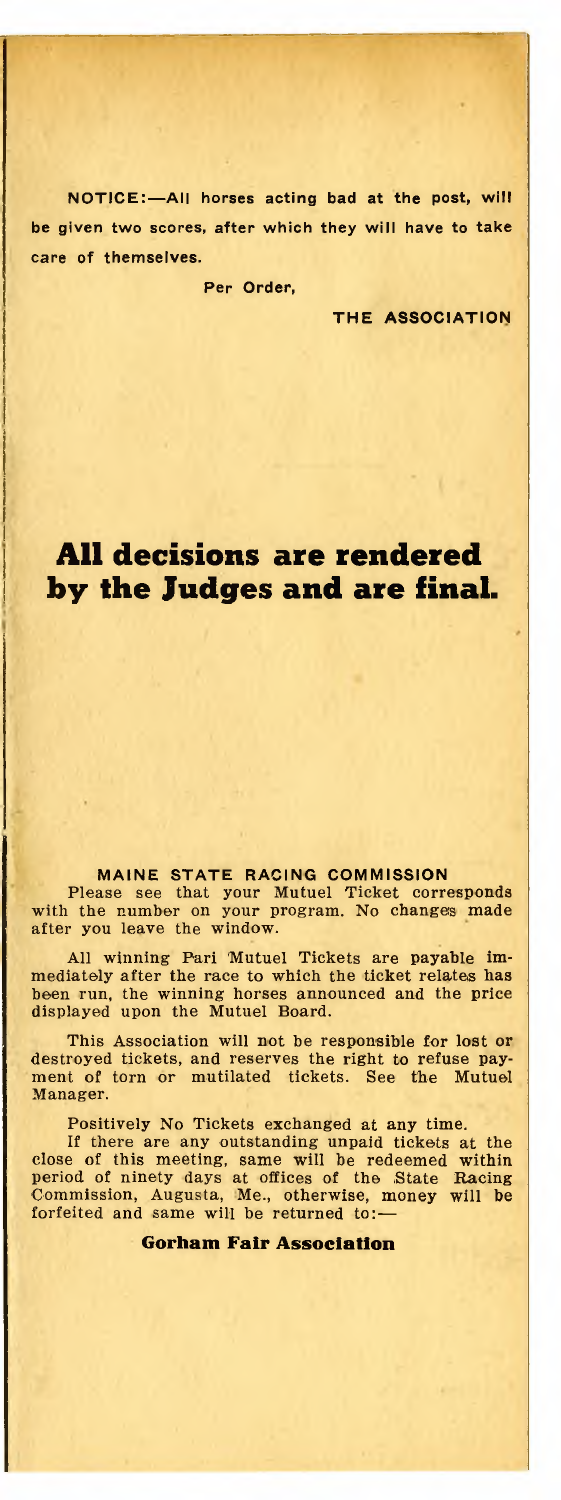**NOTICE:—All horses acting bad at the post, will be given two scores, after which they will have to take care of themselves.**

Per Order,

**THE ASSOCIATION**

# All decisions are rendered by the Judges and are final.

**MAINE STATE RACING COMMISSION**

Please see that your Mutuel Ticket corresponds with the number on your program. No changes made after you leave the window.

All winning Pari Mutuel Tickets are payable immediately after the race to which the ticket relates has been run, the winning horses announced and the price displayed upon the Mutuel Board.

This Association will not be responsible for lost or destroyed tickets, and reserves the right to refuse payment of torn or mutilated tickets. See the Mutuel Manager.

Positively No Tickets exchanged at any time.

If there are any outstanding unpaid tickets at the close of this meeting, same will be redeemed within period of ninety days at offices of the State Racing Commission, Augusta, Me., otherwise, money will be forfeited and same will be returned to:—

**Gorham Fair Association**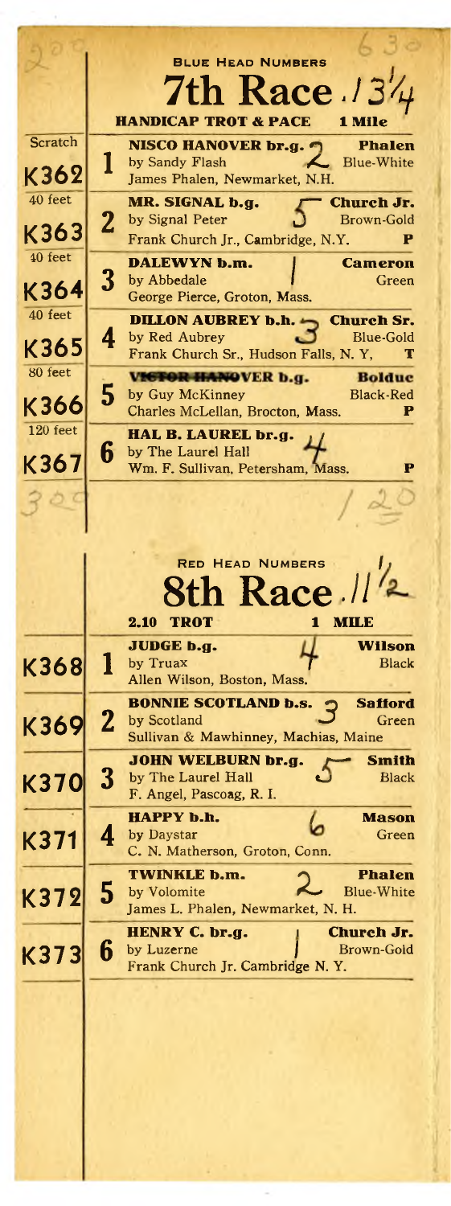## BLUE HEAD NUMBERS

# 7th Race

**HANDICAP TROT & PACE** — **1 Mile**

| Handicap | No. | | Entry | Driver / Colors |
|---|---|---|---|---|
| Scratch | K362 | 1 | **NISCO HANOVER br.g.** by Sandy Flash — James Phalen, Newmarket, N.H. | **Phalen** Blue-White |
| 40 feet | K363 | 2 | **MR. SIGNAL b.g.** by Signal Peter — Frank Church Jr., Cambridge, N.Y. **P** | **Church Jr.** Brown-Gold |
| 40 feet | K364 | 3 | **DALEWYN b.m.** by Abbedale — George Pierce, Groton, Mass. | **Cameron** Green |
| 40 feet | K365 | 4 | **DILLON AUBREY b.h.** by Red Aubrey — Frank Church Sr., Hudson Falls, N. Y, **T** | **Church Sr.** Blue-Gold |
| 80 feet | K366 | 5 | ~~**VICTOR HANOVER**~~ **b.g.** by Guy McKinney — Charles McLellan, Brocton, Mass. **P** | **Bolduc** Black-Red |
| 120 feet | K367 | 6 | **HAL B. LAUREL br.g.** by The Laurel Hall — Wm. F. Sullivan, Petersham, Mass. **P** | |

## RED HEAD NUMBERS

# 8th Race

**2.10 TROT** — **1 MILE**

| No. | | Entry | Driver / Colors |
|---|---|---|---|
| K368 | 1 | **JUDGE b.g.** by Truax — Allen Wilson, Boston, Mass. | **Wilson** Black |
| K369 | 2 | **BONNIE SCOTLAND b.s.** by Scotland — Sullivan & Mawhinney, Machias, Maine | **Safford** Green |
| K370 | 3 | **JOHN WELBURN br.g.** by The Laurel Hall — F. Angel, Pascoag, R. I. | **Smith** Black |
| K371 | 4 | **HAPPY b.h.** by Daystar — C. N. Matherson, Groton, Conn. | **Mason** Green |
| K372 | 5 | **TWINKLE b.m.** by Volomite — James L. Phalen, Newmarket, N. H. | **Phalen** Blue-White |
| K373 | 6 | **HENRY C. br.g.** by Luzerne — Frank Church Jr. Cambridge N. Y. | **Church Jr.** Brown-Gold |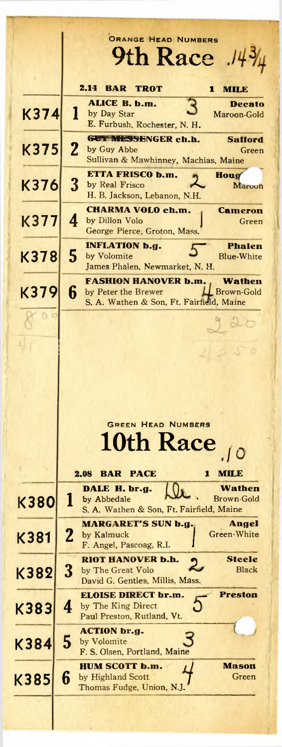ORANGE HEAD NUMBERS

# 9th Race .14¾

**2.14 BAR TROT** — **1 MILE**

| | | Horse | Handwritten | Driver / Colors |
|---|---|---|---|---|
| K374 | 1 | **ALICE B. b.m.** by Day Star — E. Furbush, Rochester, N. H. | 3 | **Decato** Maroon-Gold |
| K375 | 2 | **~~GUY MESSENGER~~ ch.h.** by Guy Abbe — Sullivan & Mawhinney, Machias, Maine | | **Safford** Green |
| K376 | 3 | **ETTA FRISCO b.m.** by Real Frisco — H. B. Jackson, Lebanon, N.H. | 2 | **Houg** Maroon |
| K377 | 4 | **CHARMA VOLO ch.m.** by Dillon Volo — George Pierce, Groton, Mass. | 1 | **Cameron** Green |
| K378 | 5 | **INFLATION b.g.** by Volomite — James Phalen, Newmarket, N. H. | 5 | **Phalen** Blue-White |
| K379 | 6 | **FASHION HANOVER b.m.** by Peter the Brewer — S. A. Wathen & Son, Ft. Fairfield, Maine | 4 | **Wathen** Brown-Gold |

800
41
920
4250

GREEN HEAD NUMBERS

# 10th Race .10

**2.08 BAR PACE** — **1 MILE**

| | | Horse | Handwritten | Driver / Colors |
|---|---|---|---|---|
| K380 | 1 | **DALE H. br.g.** by Abbedale — S. A. Wathen & Son, Ft. Fairfield, Maine | Dr. | **Wathen** Brown-Gold |
| K381 | 2 | **MARGARET'S SUN b.g.** by Kalmuck — F. Angel, Pascoag, R.I. | 1 | **Angel** Green-White |
| K382 | 3 | **RIOT HANOVER b.h.** by The Great Volo — David G. Gentles, Millis, Mass. | 2 | **Steele** Black |
| K383 | 4 | **ELOISE DIRECT br.m.** by The King Direct — Paul Preston, Rutland, Vt. | 5 | **Preston** |
| K384 | 5 | **ACTION br.g.** by Volomite — F. S. Olsen, Portland, Maine | 3 | |
| K385 | 6 | **HUM SCOTT b.m.** by Highland Scott — Thomas Fudge, Union, N.J. | 4 | **Mason** Green |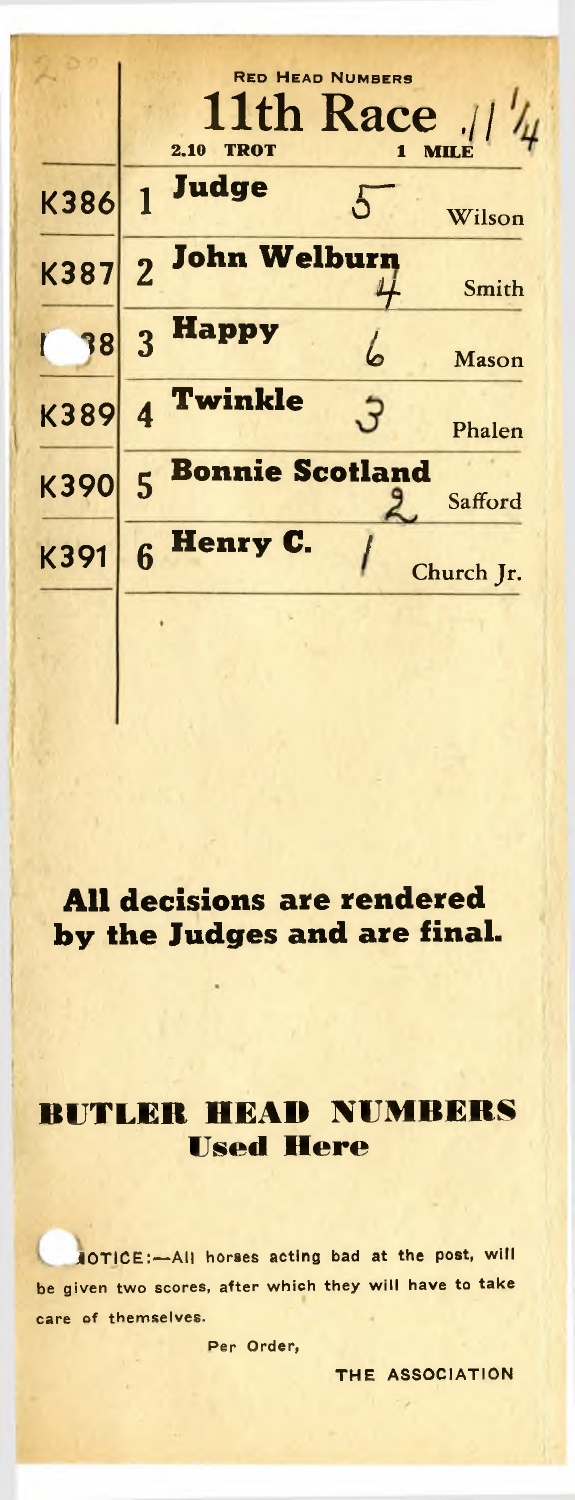RED HEAD NUMBERS

# 11th Race .11¼

2.10 TROT 1 MILE

| | | | | |
|---|---|---|---|---|
| K386 | 1 | Judge | 5 | Wilson |
| K387 | 2 | John Welburn | 4 | Smith |
| 38 | 3 | Happy | 6 | Mason |
| K389 | 4 | Twinkle | 3 | Phalen |
| K390 | 5 | Bonnie Scotland | 2 | Safford |
| K391 | 6 | Henry C. | 1 | Church Jr. |

**All decisions are rendered by the Judges and are final.**

## BUTLER HEAD NUMBERS
## Used Here

NOTICE:—All horses acting bad at the post, will be given two scores, after which they will have to take care of themselves.

Per Order,

THE ASSOCIATION